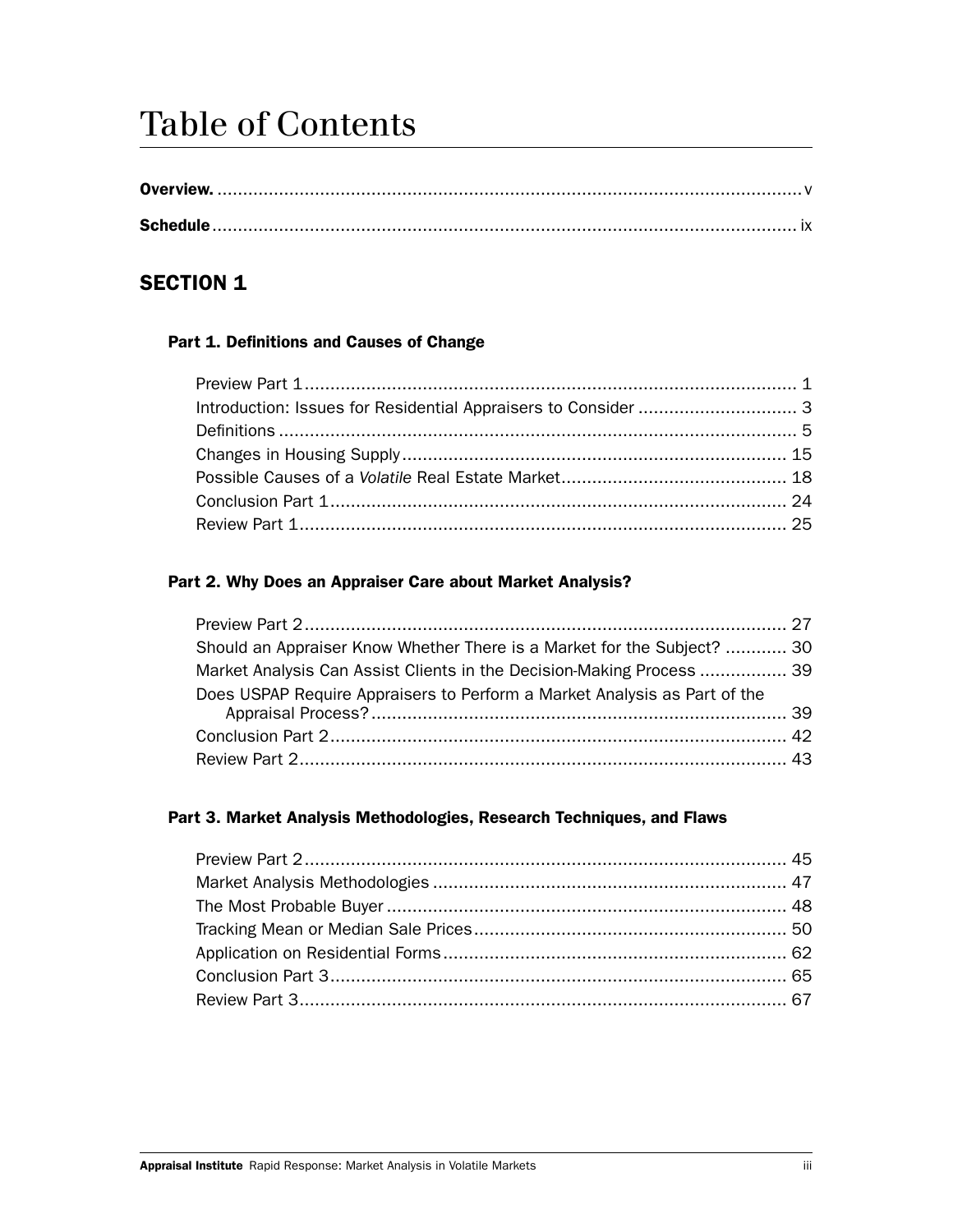# Table of Contents

**Overview.** .......... v

**Schedule** .......... ix

## SECTION 1

### Part 1. Definitions and Causes of Change

Preview Part 1 .......... 1
Introduction: Issues for Residential Appraisers to Consider .......... 3
Definitions .......... 5
Changes in Housing Supply .......... 15
Possible Causes of a *Volatile* Real Estate Market .......... 18
Conclusion Part 1 .......... 24
Review Part 1 .......... 25

### Part 2. Why Does an Appraiser Care about Market Analysis?

Preview Part 2 .......... 27
Should an Appraiser Know Whether There is a Market for the Subject? .......... 30
Market Analysis Can Assist Clients in the Decision-Making Process .......... 39
Does USPAP Require Appraisers to Perform a Market Analysis as Part of the Appraisal Process? .......... 39
Conclusion Part 2 .......... 42
Review Part 2 .......... 43

### Part 3. Market Analysis Methodologies, Research Techniques, and Flaws

Preview Part 2 .......... 45
Market Analysis Methodologies .......... 47
The Most Probable Buyer .......... 48
Tracking Mean or Median Sale Prices .......... 50
Application on Residential Forms .......... 62
Conclusion Part 3 .......... 65
Review Part 3 .......... 67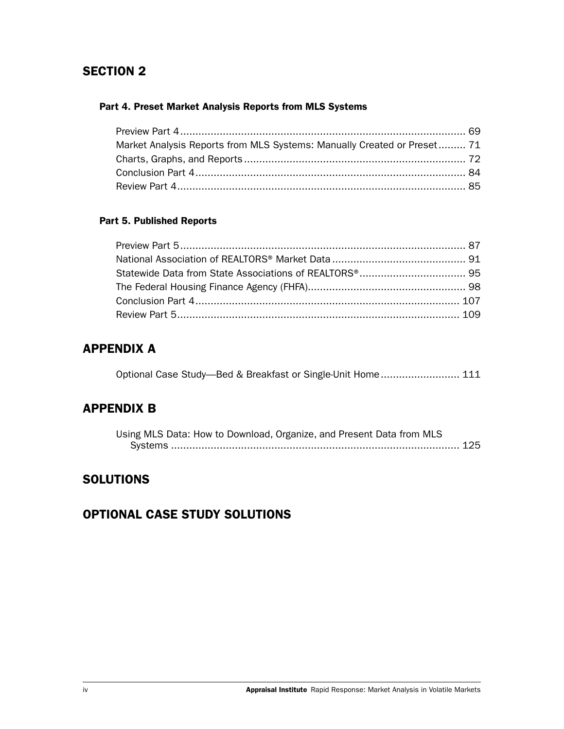## SECTION 2

### Part 4. Preset Market Analysis Reports from MLS Systems

Preview Part 4 .............................................................................................. 69
Market Analysis Reports from MLS Systems: Manually Created or Preset ......... 71
Charts, Graphs, and Reports ......................................................................... 72
Conclusion Part 4 .......................................................................................... 84
Review Part 4 ................................................................................................ 85

### Part 5. Published Reports

Preview Part 5 .............................................................................................. 87
National Association of REALTORS® Market Data ............................................ 91
Statewide Data from State Associations of REALTORS® .................................. 95
The Federal Housing Finance Agency (FHFA) ................................................... 98
Conclusion Part 4 ........................................................................................ 107
Review Part 5 .............................................................................................. 109

## APPENDIX A

Optional Case Study—Bed & Breakfast or Single-Unit Home .......................... 111

## APPENDIX B

Using MLS Data: How to Download, Organize, and Present Data from MLS Systems ................................................................................................ 125

## SOLUTIONS

## OPTIONAL CASE STUDY SOLUTIONS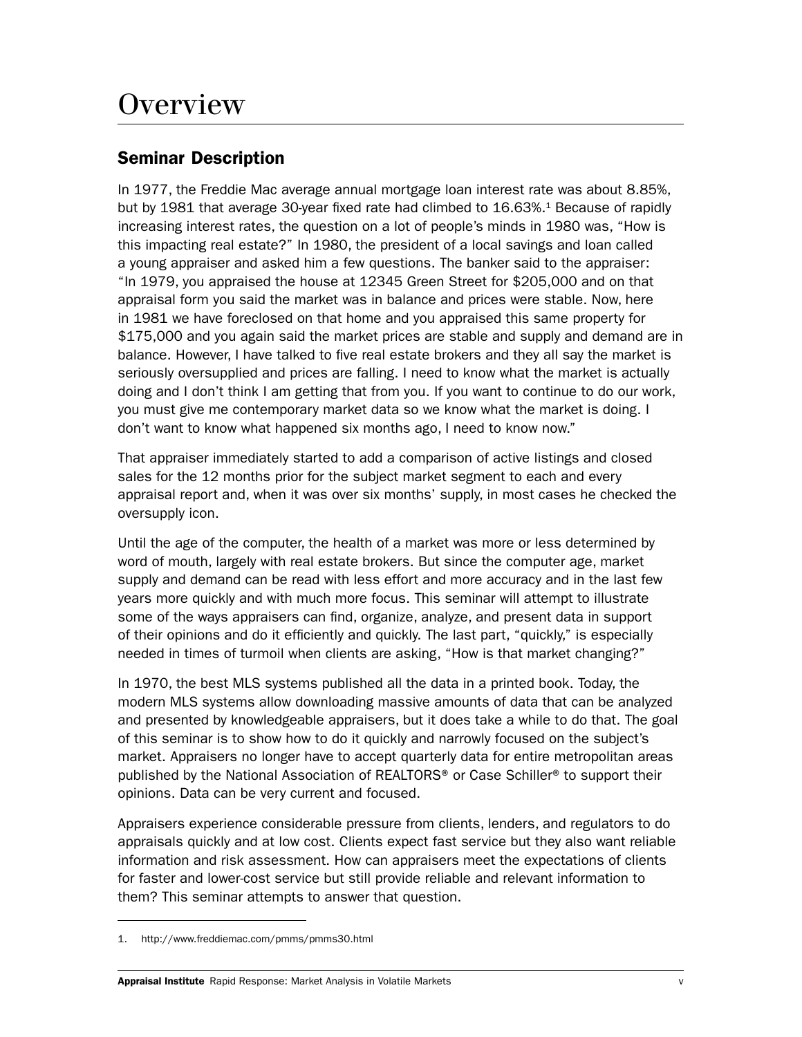# Overview

## Seminar Description

In 1977, the Freddie Mac average annual mortgage loan interest rate was about 8.85%, but by 1981 that average 30-year fixed rate had climbed to 16.63%.[1] Because of rapidly increasing interest rates, the question on a lot of people's minds in 1980 was, "How is this impacting real estate?" In 1980, the president of a local savings and loan called a young appraiser and asked him a few questions. The banker said to the appraiser: "In 1979, you appraised the house at 12345 Green Street for $205,000 and on that appraisal form you said the market was in balance and prices were stable. Now, here in 1981 we have foreclosed on that home and you appraised this same property for $175,000 and you again said the market prices are stable and supply and demand are in balance. However, I have talked to five real estate brokers and they all say the market is seriously oversupplied and prices are falling. I need to know what the market is actually doing and I don't think I am getting that from you. If you want to continue to do our work, you must give me contemporary market data so we know what the market is doing. I don't want to know what happened six months ago, I need to know now."

That appraiser immediately started to add a comparison of active listings and closed sales for the 12 months prior for the subject market segment to each and every appraisal report and, when it was over six months' supply, in most cases he checked the oversupply icon.

Until the age of the computer, the health of a market was more or less determined by word of mouth, largely with real estate brokers. But since the computer age, market supply and demand can be read with less effort and more accuracy and in the last few years more quickly and with much more focus. This seminar will attempt to illustrate some of the ways appraisers can find, organize, analyze, and present data in support of their opinions and do it efficiently and quickly. The last part, "quickly," is especially needed in times of turmoil when clients are asking, "How is that market changing?"

In 1970, the best MLS systems published all the data in a printed book. Today, the modern MLS systems allow downloading massive amounts of data that can be analyzed and presented by knowledgeable appraisers, but it does take a while to do that. The goal of this seminar is to show how to do it quickly and narrowly focused on the subject's market. Appraisers no longer have to accept quarterly data for entire metropolitan areas published by the National Association of REALTORS® or Case Schiller® to support their opinions. Data can be very current and focused.

Appraisers experience considerable pressure from clients, lenders, and regulators to do appraisals quickly and at low cost. Clients expect fast service but they also want reliable information and risk assessment. How can appraisers meet the expectations of clients for faster and lower-cost service but still provide reliable and relevant information to them? This seminar attempts to answer that question.

---

1. http://www.freddiemac.com/pmms/pmms30.html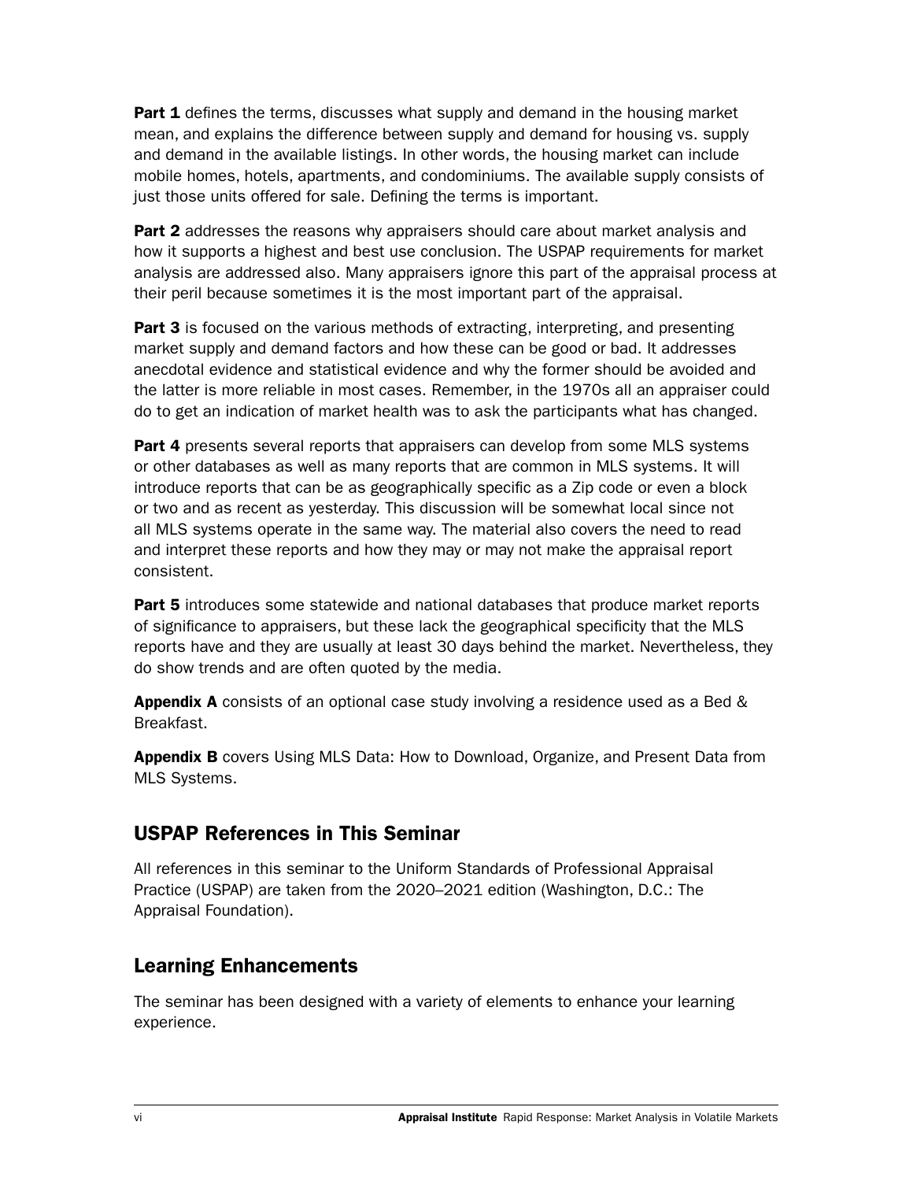**Part 1** defines the terms, discusses what supply and demand in the housing market mean, and explains the difference between supply and demand for housing vs. supply and demand in the available listings. In other words, the housing market can include mobile homes, hotels, apartments, and condominiums. The available supply consists of just those units offered for sale. Defining the terms is important.

**Part 2** addresses the reasons why appraisers should care about market analysis and how it supports a highest and best use conclusion. The USPAP requirements for market analysis are addressed also. Many appraisers ignore this part of the appraisal process at their peril because sometimes it is the most important part of the appraisal.

**Part 3** is focused on the various methods of extracting, interpreting, and presenting market supply and demand factors and how these can be good or bad. It addresses anecdotal evidence and statistical evidence and why the former should be avoided and the latter is more reliable in most cases. Remember, in the 1970s all an appraiser could do to get an indication of market health was to ask the participants what has changed.

**Part 4** presents several reports that appraisers can develop from some MLS systems or other databases as well as many reports that are common in MLS systems. It will introduce reports that can be as geographically specific as a Zip code or even a block or two and as recent as yesterday. This discussion will be somewhat local since not all MLS systems operate in the same way. The material also covers the need to read and interpret these reports and how they may or may not make the appraisal report consistent.

**Part 5** introduces some statewide and national databases that produce market reports of significance to appraisers, but these lack the geographical specificity that the MLS reports have and they are usually at least 30 days behind the market. Nevertheless, they do show trends and are often quoted by the media.

**Appendix A** consists of an optional case study involving a residence used as a Bed & Breakfast.

**Appendix B** covers Using MLS Data: How to Download, Organize, and Present Data from MLS Systems.

## USPAP References in This Seminar

All references in this seminar to the Uniform Standards of Professional Appraisal Practice (USPAP) are taken from the 2020–2021 edition (Washington, D.C.: The Appraisal Foundation).

## Learning Enhancements

The seminar has been designed with a variety of elements to enhance your learning experience.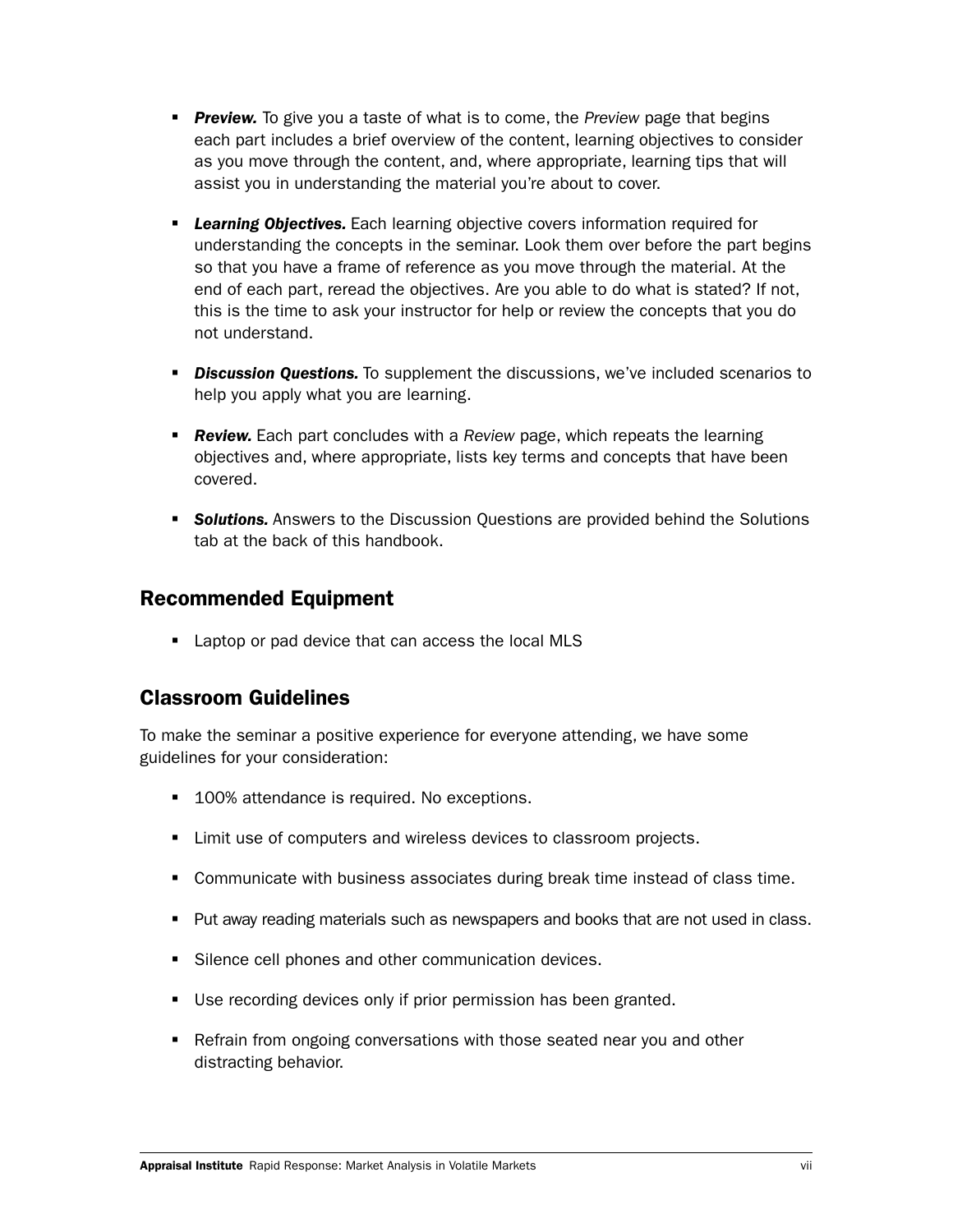- ***Preview.*** To give you a taste of what is to come, the *Preview* page that begins each part includes a brief overview of the content, learning objectives to consider as you move through the content, and, where appropriate, learning tips that will assist you in understanding the material you're about to cover.

- ***Learning Objectives.*** Each learning objective covers information required for understanding the concepts in the seminar. Look them over before the part begins so that you have a frame of reference as you move through the material. At the end of each part, reread the objectives. Are you able to do what is stated? If not, this is the time to ask your instructor for help or review the concepts that you do not understand.

- ***Discussion Questions.*** To supplement the discussions, we've included scenarios to help you apply what you are learning.

- ***Review.*** Each part concludes with a *Review* page, which repeats the learning objectives and, where appropriate, lists key terms and concepts that have been covered.

- ***Solutions.*** Answers to the Discussion Questions are provided behind the Solutions tab at the back of this handbook.

## Recommended Equipment

- Laptop or pad device that can access the local MLS

## Classroom Guidelines

To make the seminar a positive experience for everyone attending, we have some guidelines for your consideration:

- 100% attendance is required. No exceptions.

- Limit use of computers and wireless devices to classroom projects.

- Communicate with business associates during break time instead of class time.

- Put away reading materials such as newspapers and books that are not used in class.

- Silence cell phones and other communication devices.

- Use recording devices only if prior permission has been granted.

- Refrain from ongoing conversations with those seated near you and other distracting behavior.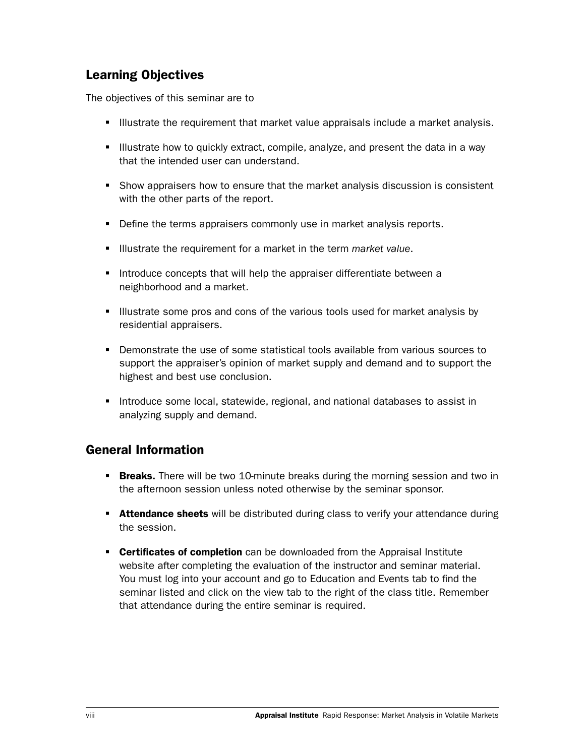## Learning Objectives

The objectives of this seminar are to

- Illustrate the requirement that market value appraisals include a market analysis.
- Illustrate how to quickly extract, compile, analyze, and present the data in a way that the intended user can understand.
- Show appraisers how to ensure that the market analysis discussion is consistent with the other parts of the report.
- Define the terms appraisers commonly use in market analysis reports.
- Illustrate the requirement for a market in the term *market value*.
- Introduce concepts that will help the appraiser differentiate between a neighborhood and a market.
- Illustrate some pros and cons of the various tools used for market analysis by residential appraisers.
- Demonstrate the use of some statistical tools available from various sources to support the appraiser's opinion of market supply and demand and to support the highest and best use conclusion.
- Introduce some local, statewide, regional, and national databases to assist in analyzing supply and demand.

## General Information

- **Breaks.** There will be two 10-minute breaks during the morning session and two in the afternoon session unless noted otherwise by the seminar sponsor.
- **Attendance sheets** will be distributed during class to verify your attendance during the session.
- **Certificates of completion** can be downloaded from the Appraisal Institute website after completing the evaluation of the instructor and seminar material. You must log into your account and go to Education and Events tab to find the seminar listed and click on the view tab to the right of the class title. Remember that attendance during the entire seminar is required.